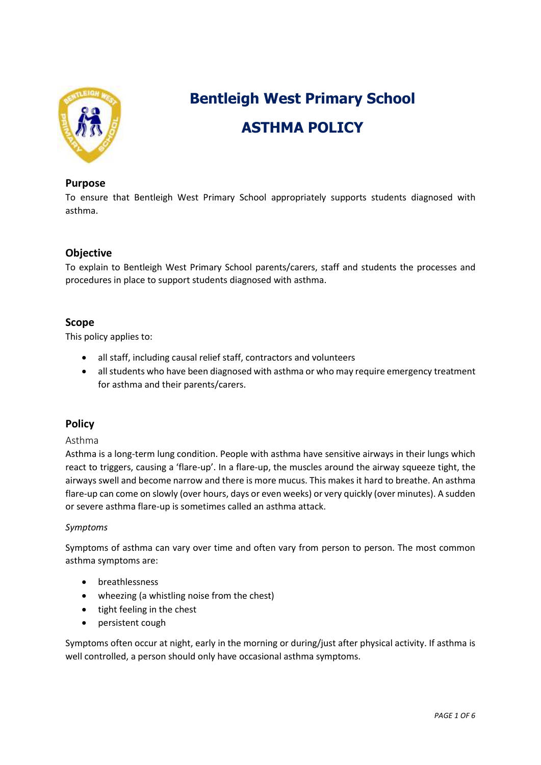# Bentleigh West Primary School

# ASTHMA POLICY

## Purpose

To ensure that Bentleigh West Primary School appropriately supports students diagnosed with asthma.

## Objective

To explain to Bentleigh West Primary School parents/carers, staff and students the processes and procedures in place to support students diagnosed with asthma.

## Scope

This policy applies to:

- all staff, including causal relief staff, contractors and volunteers
- all students who have been diagnosed with asthma or who may require emergency treatment for asthma and their parents/carers.

## Policy

### Asthma

Asthma is a long-term lung condition. People with asthma have sensitive airways in their lungs which react to triggers, causing a 'flare-up'. In a flare-up, the muscles around the airway squeeze tight, the airways swell and become narrow and there is more mucus. This makes it hard to breathe. An asthma flare-up can come on slowly (over hours, days or even weeks) or very quickly (over minutes). A sudden or severe asthma flare-up is sometimes called an asthma attack.

*Symptoms*

Symptoms of asthma can vary over time and often vary from person to person. The most common asthma symptoms are:

- breathlessness
- wheezing (a whistling noise from the chest)
- tight feeling in the chest
- persistent cough

Symptoms often occur at night, early in the morning or during/just after physical activity. If asthma is well controlled, a person should only have occasional asthma symptoms.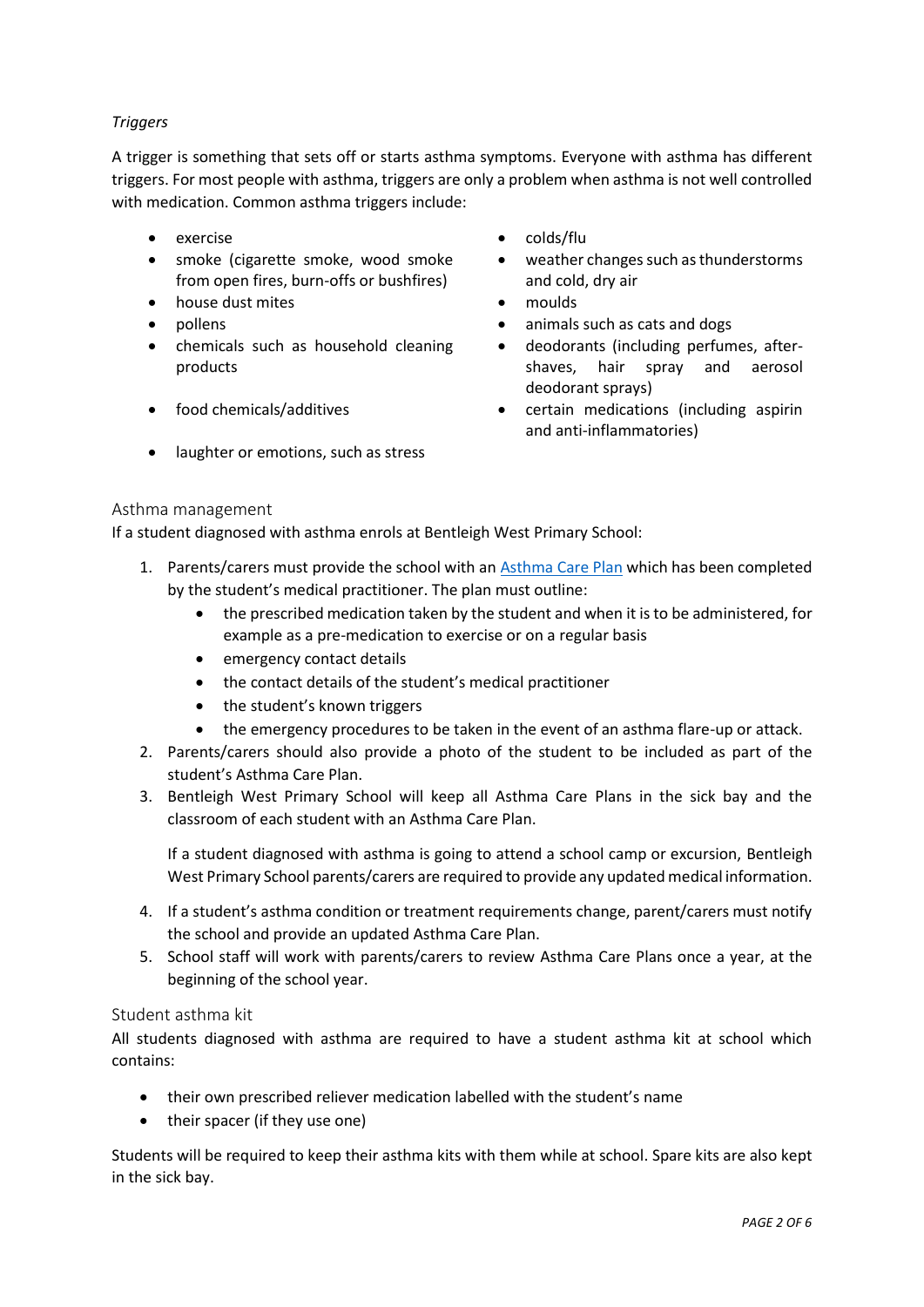*Triggers*

A trigger is something that sets off or starts asthma symptoms. Everyone with asthma has different triggers. For most people with asthma, triggers are only a problem when asthma is not well controlled with medication. Common asthma triggers include:

- exercise
- smoke (cigarette smoke, wood smoke from open fires, burn-offs or bushfires)
- house dust mites
- pollens
- chemicals such as household cleaning products
- food chemicals/additives
- laughter or emotions, such as stress
- colds/flu
- weather changes such as thunderstorms and cold, dry air
- moulds
- animals such as cats and dogs
- deodorants (including perfumes, after-shaves, hair spray and aerosol deodorant sprays)
- certain medications (including aspirin and anti-inflammatories)

## Asthma management

If a student diagnosed with asthma enrols at Bentleigh West Primary School:

1. Parents/carers must provide the school with an [Asthma Care Plan]() which has been completed by the student's medical practitioner. The plan must outline:
    - the prescribed medication taken by the student and when it is to be administered, for example as a pre-medication to exercise or on a regular basis
    - emergency contact details
    - the contact details of the student's medical practitioner
    - the student's known triggers
    - the emergency procedures to be taken in the event of an asthma flare-up or attack.
2. Parents/carers should also provide a photo of the student to be included as part of the student's Asthma Care Plan.
3. Bentleigh West Primary School will keep all Asthma Care Plans in the sick bay and the classroom of each student with an Asthma Care Plan.

    If a student diagnosed with asthma is going to attend a school camp or excursion, Bentleigh West Primary School parents/carers are required to provide any updated medical information.

4. If a student's asthma condition or treatment requirements change, parent/carers must notify the school and provide an updated Asthma Care Plan.
5. School staff will work with parents/carers to review Asthma Care Plans once a year, at the beginning of the school year.

## Student asthma kit

All students diagnosed with asthma are required to have a student asthma kit at school which contains:

- their own prescribed reliever medication labelled with the student's name
- their spacer (if they use one)

Students will be required to keep their asthma kits with them while at school. Spare kits are also kept in the sick bay.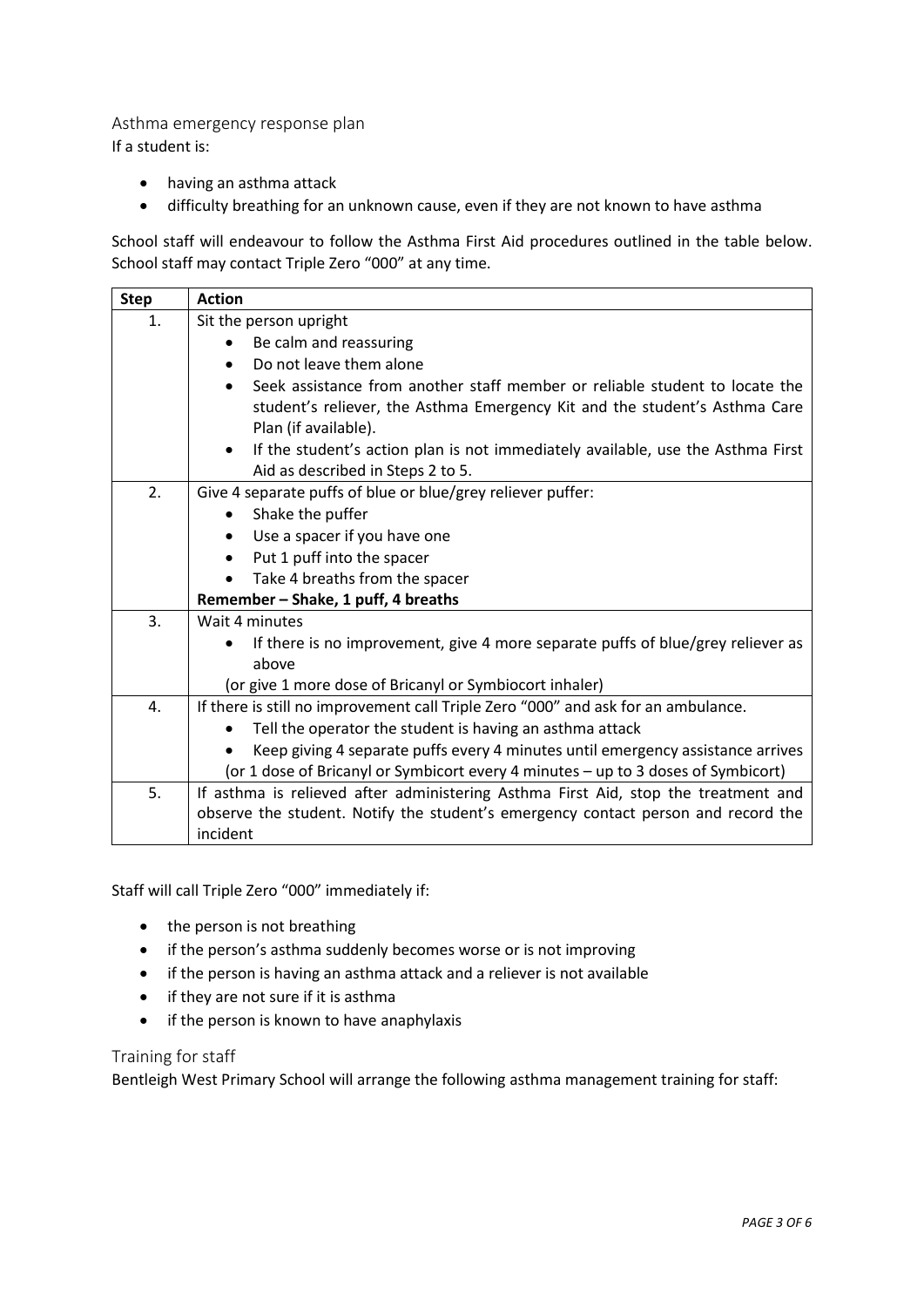## Asthma emergency response plan

If a student is:

- having an asthma attack
- difficulty breathing for an unknown cause, even if they are not known to have asthma

School staff will endeavour to follow the Asthma First Aid procedures outlined in the table below. School staff may contact Triple Zero "000" at any time.

| Step | Action |
|---|---|
| 1. | Sit the person upright<br>• Be calm and reassuring<br>• Do not leave them alone<br>• Seek assistance from another staff member or reliable student to locate the student's reliever, the Asthma Emergency Kit and the student's Asthma Care Plan (if available).<br>• If the student's action plan is not immediately available, use the Asthma First Aid as described in Steps 2 to 5. |
| 2. | Give 4 separate puffs of blue or blue/grey reliever puffer:<br>• Shake the puffer<br>• Use a spacer if you have one<br>• Put 1 puff into the spacer<br>• Take 4 breaths from the spacer<br>**Remember – Shake, 1 puff, 4 breaths** |
| 3. | Wait 4 minutes<br>• If there is no improvement, give 4 more separate puffs of blue/grey reliever as above<br>(or give 1 more dose of Bricanyl or Symbiocort inhaler) |
| 4. | If there is still no improvement call Triple Zero "000" and ask for an ambulance.<br>• Tell the operator the student is having an asthma attack<br>• Keep giving 4 separate puffs every 4 minutes until emergency assistance arrives<br>(or 1 dose of Bricanyl or Symbicort every 4 minutes – up to 3 doses of Symbicort) |
| 5. | If asthma is relieved after administering Asthma First Aid, stop the treatment and observe the student. Notify the student's emergency contact person and record the incident |

Staff will call Triple Zero "000" immediately if:

- the person is not breathing
- if the person's asthma suddenly becomes worse or is not improving
- if the person is having an asthma attack and a reliever is not available
- if they are not sure if it is asthma
- if the person is known to have anaphylaxis

## Training for staff

Bentleigh West Primary School will arrange the following asthma management training for staff: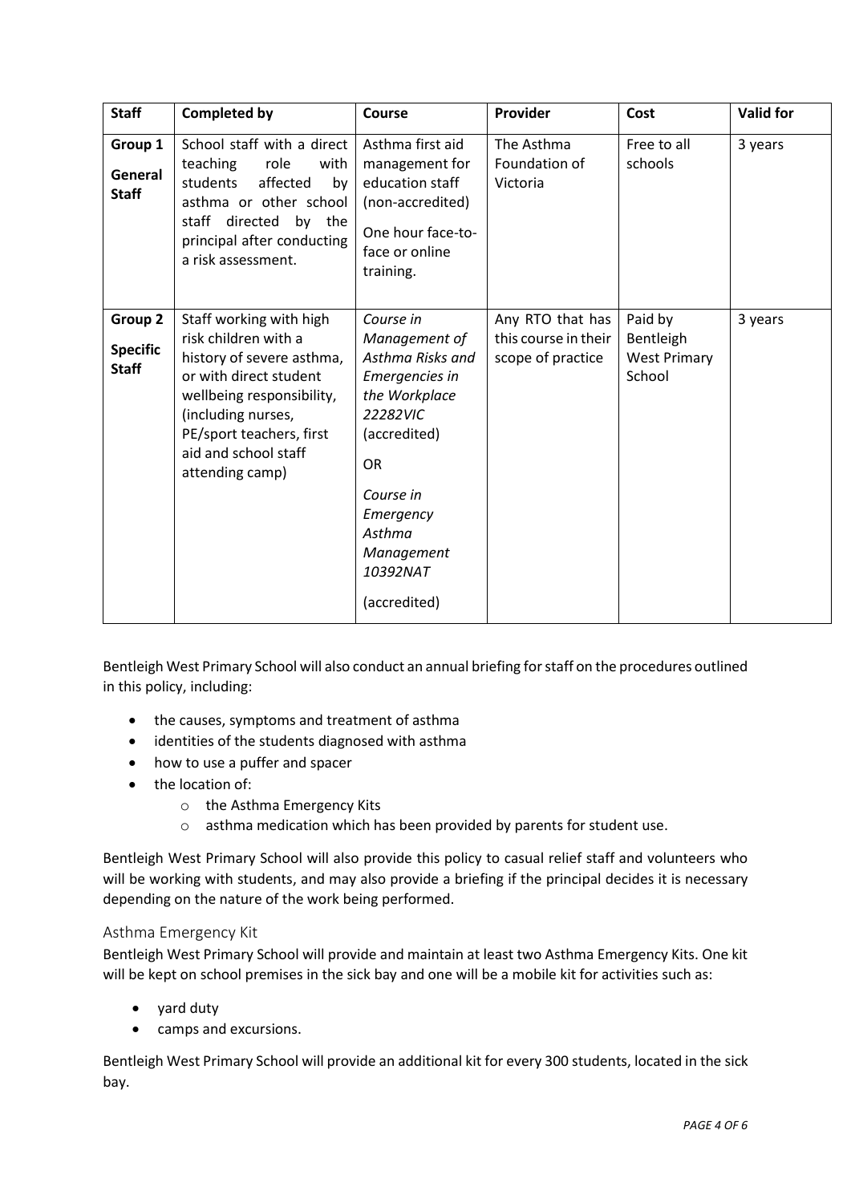| Staff | Completed by | Course | Provider | Cost | Valid for |
| --- | --- | --- | --- | --- | --- |
| **Group 1** **General Staff** | School staff with a direct teaching role with students affected by asthma or other school staff directed by the principal after conducting a risk assessment. | Asthma first aid management for education staff (non-accredited) One hour face-to-face or online training. | The Asthma Foundation of Victoria | Free to all schools | 3 years |
| **Group 2** **Specific Staff** | Staff working with high risk children with a history of severe asthma, or with direct student wellbeing responsibility, (including nurses, PE/sport teachers, first aid and school staff attending camp) | *Course in Management of Asthma Risks and Emergencies in the Workplace 22282VIC* (accredited) OR *Course in Emergency Asthma Management 10392NAT* (accredited) | Any RTO that has this course in their scope of practice | Paid by Bentleigh West Primary School | 3 years |

Bentleigh West Primary School will also conduct an annual briefing for staff on the procedures outlined in this policy, including:

- the causes, symptoms and treatment of asthma
- identities of the students diagnosed with asthma
- how to use a puffer and spacer
- the location of:
    - the Asthma Emergency Kits
    - asthma medication which has been provided by parents for student use.

Bentleigh West Primary School will also provide this policy to casual relief staff and volunteers who will be working with students, and may also provide a briefing if the principal decides it is necessary depending on the nature of the work being performed.

### Asthma Emergency Kit

Bentleigh West Primary School will provide and maintain at least two Asthma Emergency Kits. One kit will be kept on school premises in the sick bay and one will be a mobile kit for activities such as:

- yard duty
- camps and excursions.

Bentleigh West Primary School will provide an additional kit for every 300 students, located in the sick bay.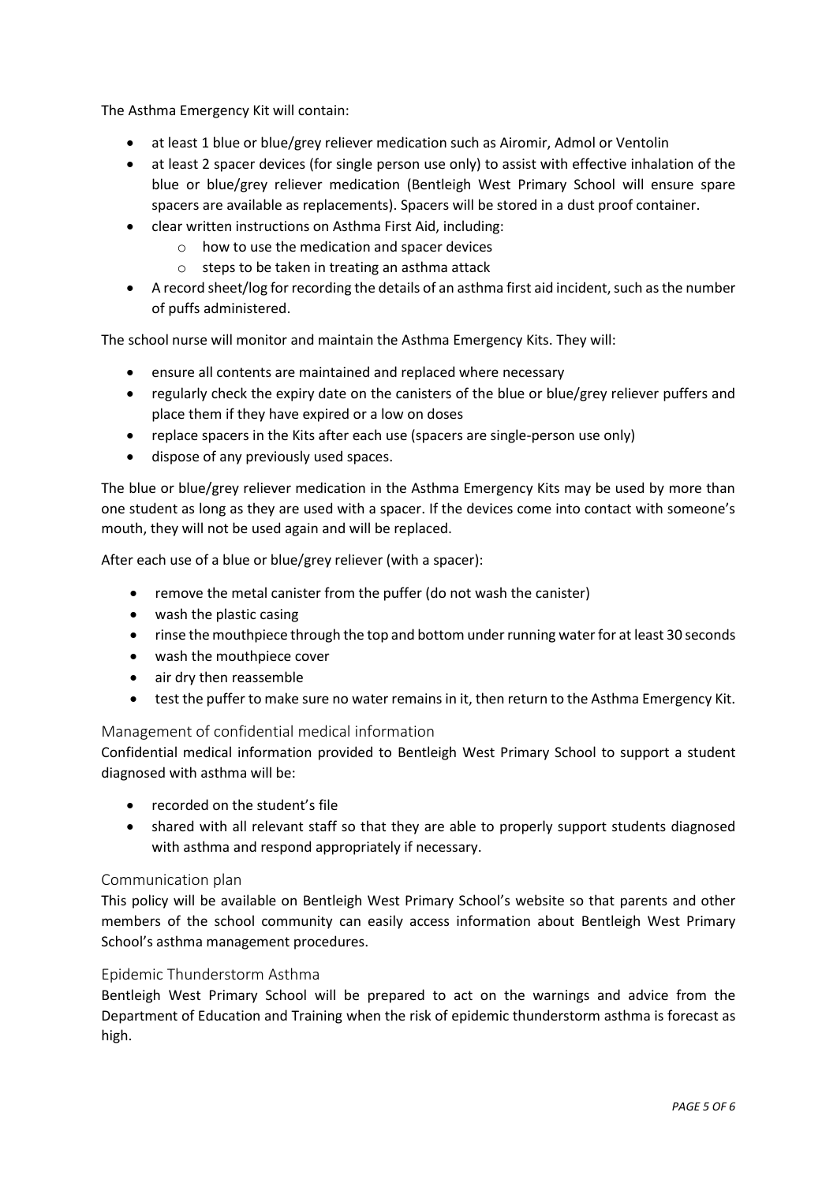The Asthma Emergency Kit will contain:

- at least 1 blue or blue/grey reliever medication such as Airomir, Admol or Ventolin
- at least 2 spacer devices (for single person use only) to assist with effective inhalation of the blue or blue/grey reliever medication (Bentleigh West Primary School will ensure spare spacers are available as replacements). Spacers will be stored in a dust proof container.
- clear written instructions on Asthma First Aid, including:
  - how to use the medication and spacer devices
  - steps to be taken in treating an asthma attack
- A record sheet/log for recording the details of an asthma first aid incident, such as the number of puffs administered.

The school nurse will monitor and maintain the Asthma Emergency Kits. They will:

- ensure all contents are maintained and replaced where necessary
- regularly check the expiry date on the canisters of the blue or blue/grey reliever puffers and place them if they have expired or a low on doses
- replace spacers in the Kits after each use (spacers are single-person use only)
- dispose of any previously used spaces.

The blue or blue/grey reliever medication in the Asthma Emergency Kits may be used by more than one student as long as they are used with a spacer. If the devices come into contact with someone's mouth, they will not be used again and will be replaced.

After each use of a blue or blue/grey reliever (with a spacer):

- remove the metal canister from the puffer (do not wash the canister)
- wash the plastic casing
- rinse the mouthpiece through the top and bottom under running water for at least 30 seconds
- wash the mouthpiece cover
- air dry then reassemble
- test the puffer to make sure no water remains in it, then return to the Asthma Emergency Kit.

## Management of confidential medical information

Confidential medical information provided to Bentleigh West Primary School to support a student diagnosed with asthma will be:

- recorded on the student's file
- shared with all relevant staff so that they are able to properly support students diagnosed with asthma and respond appropriately if necessary.

## Communication plan

This policy will be available on Bentleigh West Primary School's website so that parents and other members of the school community can easily access information about Bentleigh West Primary School's asthma management procedures.

## Epidemic Thunderstorm Asthma

Bentleigh West Primary School will be prepared to act on the warnings and advice from the Department of Education and Training when the risk of epidemic thunderstorm asthma is forecast as high.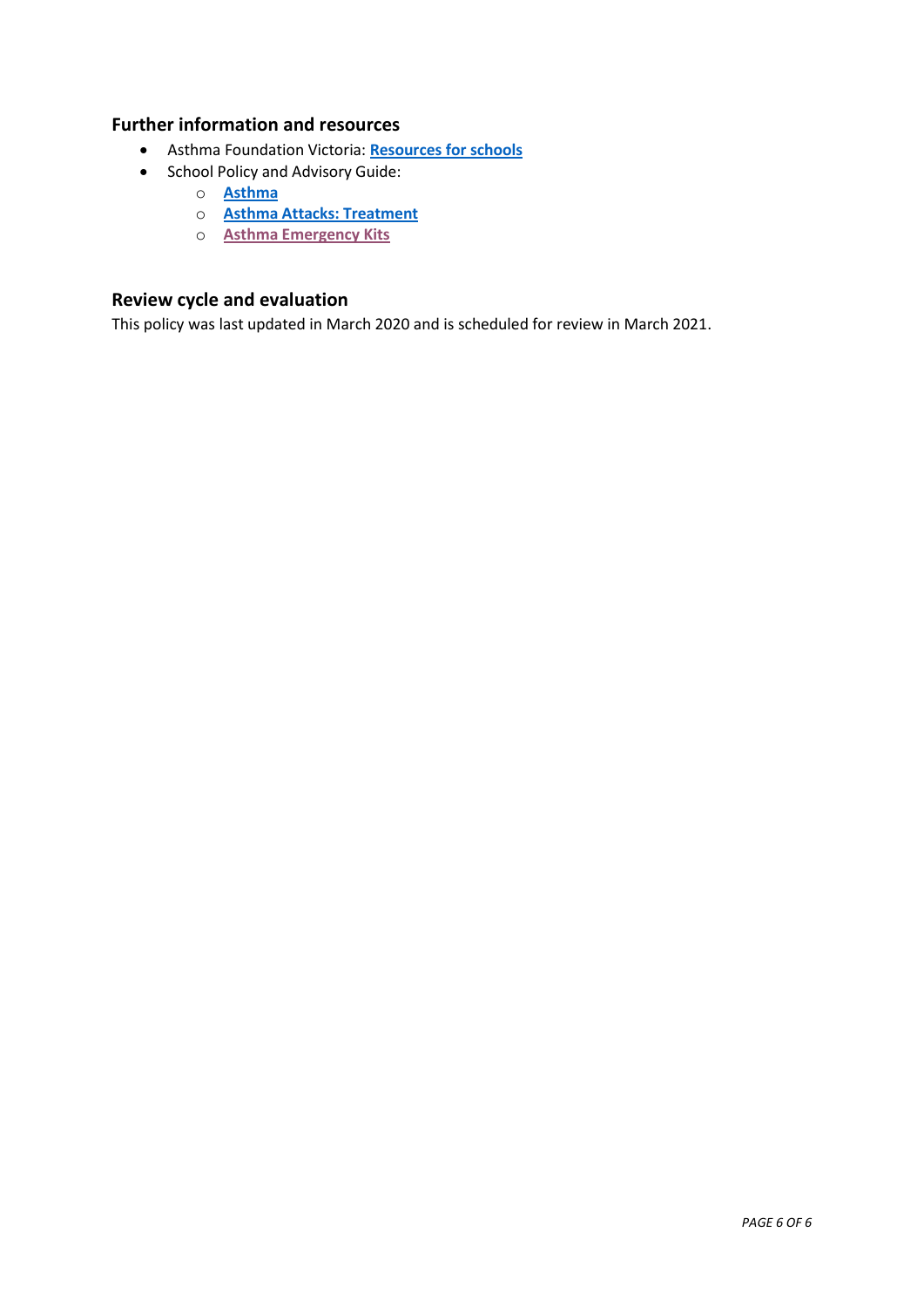## Further information and resources

- Asthma Foundation Victoria: **Resources for schools**
- School Policy and Advisory Guide:
  - **Asthma**
  - **Asthma Attacks: Treatment**
  - **Asthma Emergency Kits**

## Review cycle and evaluation

This policy was last updated in March 2020 and is scheduled for review in March 2021.